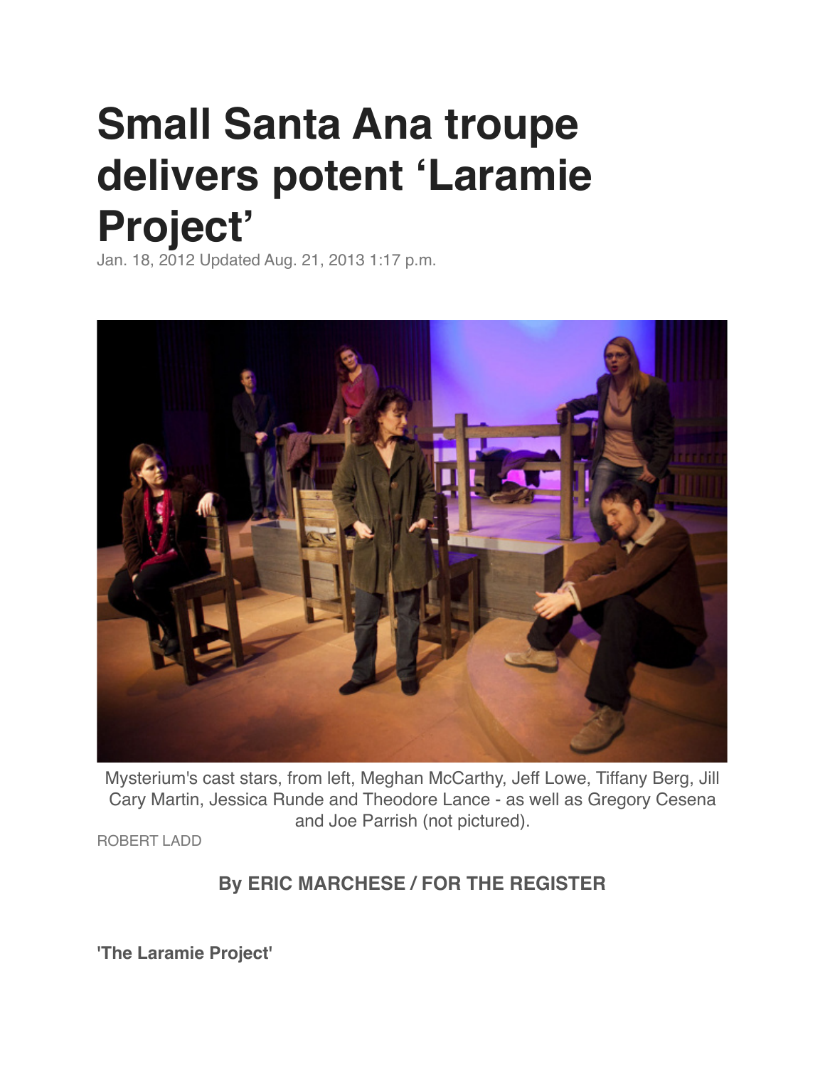# Small Santa Ana troupe delivers potent 'Laramie Project'

Jan. 18, 2012 Updated Aug. 21, 2013 1:17 p.m.

Mysterium's cast stars, from left, Meghan McCarthy, Jeff Lowe, Tiffany Berg, Jill Cary Martin, Jessica Runde and Theodore Lance - as well as Gregory Cesena and Joe Parrish (not pictured).

ROBERT LADD

**By ERIC MARCHESE / FOR THE REGISTER**

**'The Laramie Project'**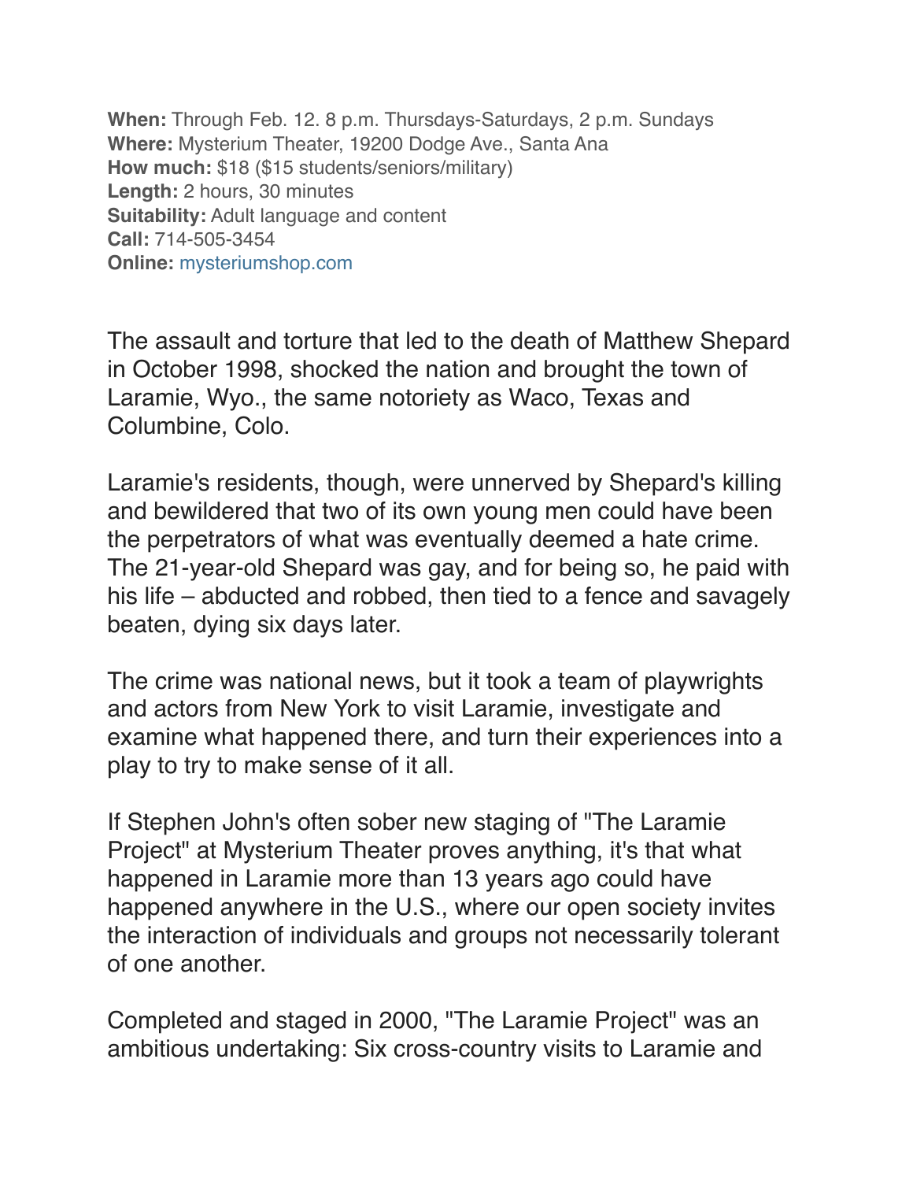**When:** Through Feb. 12. 8 p.m. Thursdays-Saturdays, 2 p.m. Sundays
**Where:** Mysterium Theater, 19200 Dodge Ave., Santa Ana
**How much:** $18 ($15 students/seniors/military)
**Length:** 2 hours, 30 minutes
**Suitability:** Adult language and content
**Call:** 714-505-3454
**Online:** mysteriumshop.com

The assault and torture that led to the death of Matthew Shepard in October 1998, shocked the nation and brought the town of Laramie, Wyo., the same notoriety as Waco, Texas and Columbine, Colo.

Laramie's residents, though, were unnerved by Shepard's killing and bewildered that two of its own young men could have been the perpetrators of what was eventually deemed a hate crime. The 21-year-old Shepard was gay, and for being so, he paid with his life – abducted and robbed, then tied to a fence and savagely beaten, dying six days later.

The crime was national news, but it took a team of playwrights and actors from New York to visit Laramie, investigate and examine what happened there, and turn their experiences into a play to try to make sense of it all.

If Stephen John's often sober new staging of "The Laramie Project" at Mysterium Theater proves anything, it's that what happened in Laramie more than 13 years ago could have happened anywhere in the U.S., where our open society invites the interaction of individuals and groups not necessarily tolerant of one another.

Completed and staged in 2000, "The Laramie Project" was an ambitious undertaking: Six cross-country visits to Laramie and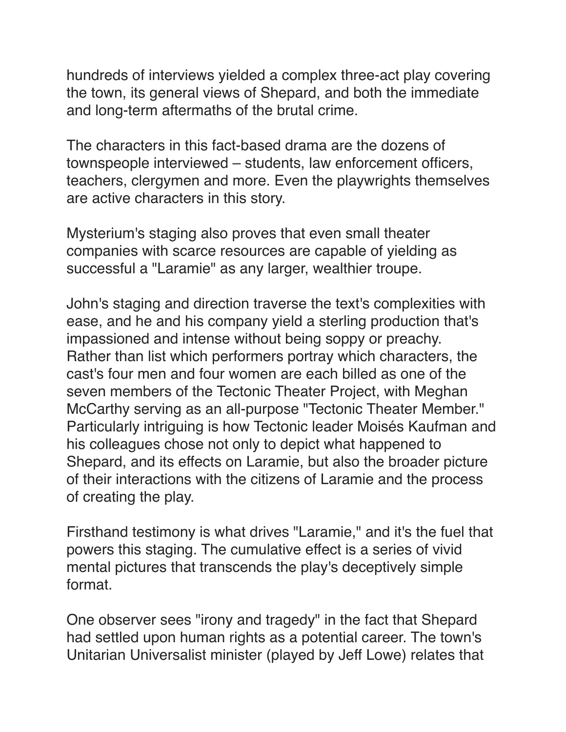hundreds of interviews yielded a complex three-act play covering the town, its general views of Shepard, and both the immediate and long-term aftermaths of the brutal crime.

The characters in this fact-based drama are the dozens of townspeople interviewed – students, law enforcement officers, teachers, clergymen and more. Even the playwrights themselves are active characters in this story.

Mysterium's staging also proves that even small theater companies with scarce resources are capable of yielding as successful a "Laramie" as any larger, wealthier troupe.

John's staging and direction traverse the text's complexities with ease, and he and his company yield a sterling production that's impassioned and intense without being soppy or preachy. Rather than list which performers portray which characters, the cast's four men and four women are each billed as one of the seven members of the Tectonic Theater Project, with Meghan McCarthy serving as an all-purpose "Tectonic Theater Member." Particularly intriguing is how Tectonic leader Moisés Kaufman and his colleagues chose not only to depict what happened to Shepard, and its effects on Laramie, but also the broader picture of their interactions with the citizens of Laramie and the process of creating the play.

Firsthand testimony is what drives "Laramie," and it's the fuel that powers this staging. The cumulative effect is a series of vivid mental pictures that transcends the play's deceptively simple format.

One observer sees "irony and tragedy" in the fact that Shepard had settled upon human rights as a potential career. The town's Unitarian Universalist minister (played by Jeff Lowe) relates that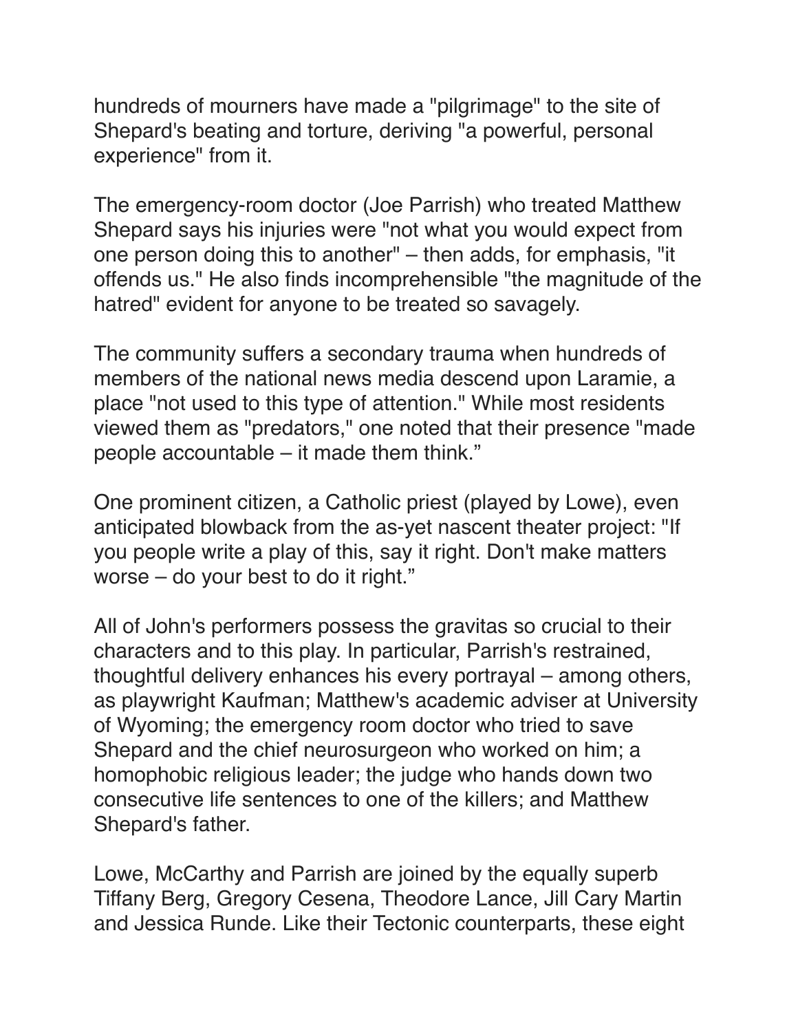hundreds of mourners have made a "pilgrimage" to the site of Shepard's beating and torture, deriving "a powerful, personal experience" from it.

The emergency-room doctor (Joe Parrish) who treated Matthew Shepard says his injuries were "not what you would expect from one person doing this to another" – then adds, for emphasis, "it offends us." He also finds incomprehensible "the magnitude of the hatred" evident for anyone to be treated so savagely.

The community suffers a secondary trauma when hundreds of members of the national news media descend upon Laramie, a place "not used to this type of attention." While most residents viewed them as "predators," one noted that their presence "made people accountable – it made them think."

One prominent citizen, a Catholic priest (played by Lowe), even anticipated blowback from the as-yet nascent theater project: "If you people write a play of this, say it right. Don't make matters worse – do your best to do it right."

All of John's performers possess the gravitas so crucial to their characters and to this play. In particular, Parrish's restrained, thoughtful delivery enhances his every portrayal – among others, as playwright Kaufman; Matthew's academic adviser at University of Wyoming; the emergency room doctor who tried to save Shepard and the chief neurosurgeon who worked on him; a homophobic religious leader; the judge who hands down two consecutive life sentences to one of the killers; and Matthew Shepard's father.

Lowe, McCarthy and Parrish are joined by the equally superb Tiffany Berg, Gregory Cesena, Theodore Lance, Jill Cary Martin and Jessica Runde. Like their Tectonic counterparts, these eight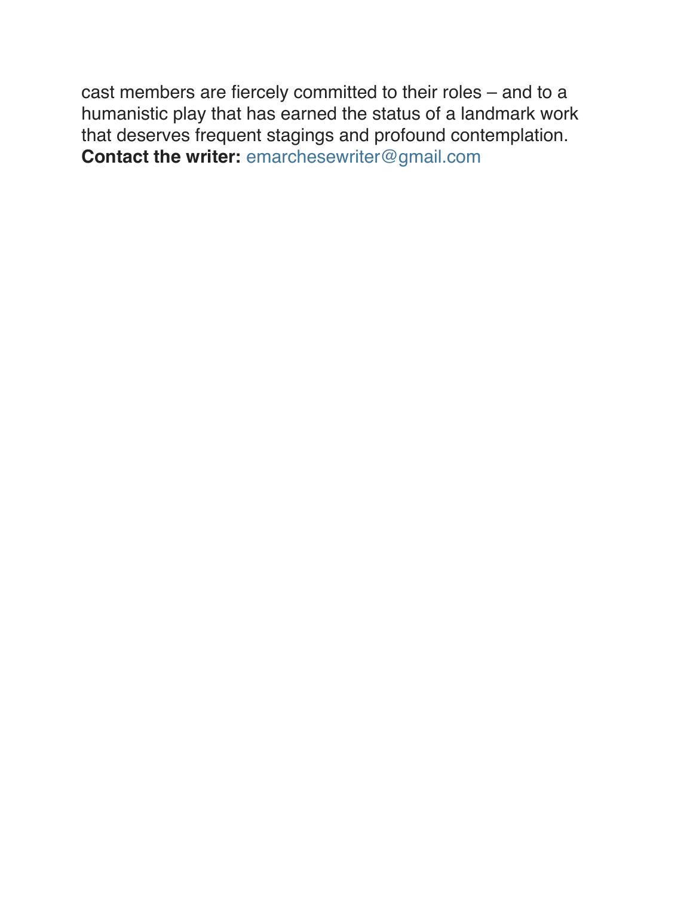cast members are fiercely committed to their roles – and to a humanistic play that has earned the status of a landmark work that deserves frequent stagings and profound contemplation.

**Contact the writer:** emarchesewriter@gmail.com